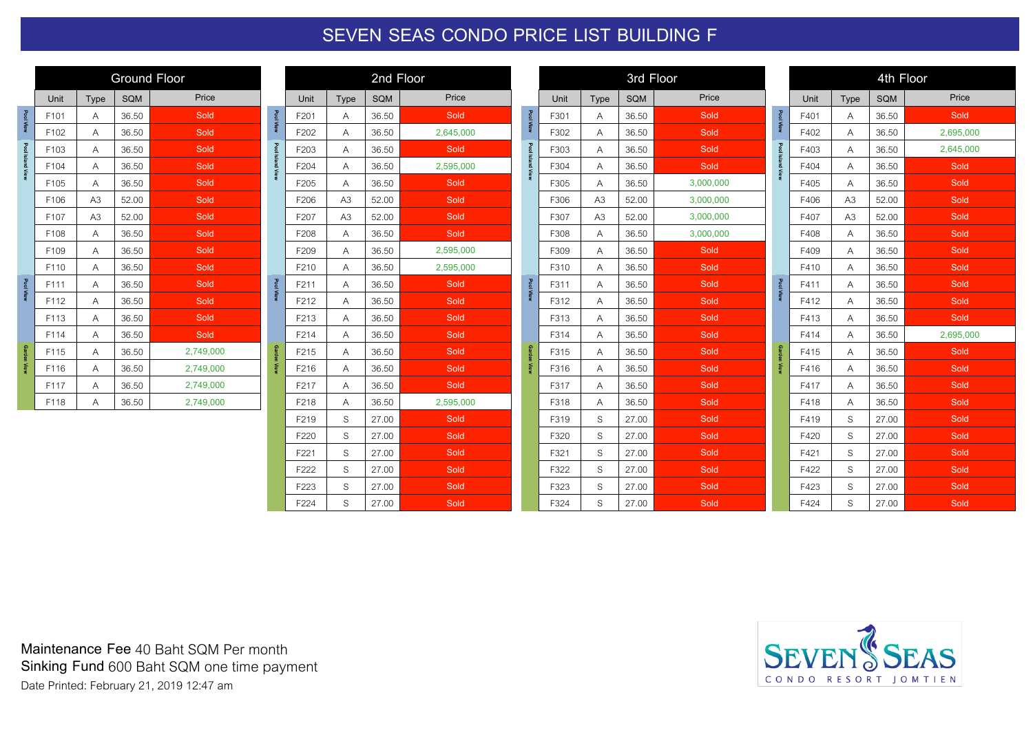# SEVEN SEAS CONDO PRICE LIST BUILDING F

## Ground Floor

| View | Unit | Type | SQM | Price |
|---|---|---|---|---|
| Pool View | F101 | A | 36.50 | Sold |
| Pool View | F102 | A | 36.50 | Sold |
| Pool Island View | F103 | A | 36.50 | Sold |
| Pool Island View | F104 | A | 36.50 | Sold |
| Pool Island View | F105 | A | 36.50 | Sold |
| Pool Island View | F106 | A3 | 52.00 | Sold |
| Pool Island View | F107 | A3 | 52.00 | Sold |
| Pool Island View | F108 | A | 36.50 | Sold |
| Pool Island View | F109 | A | 36.50 | Sold |
| Pool Island View | F110 | A | 36.50 | Sold |
| Pool View | F111 | A | 36.50 | Sold |
| Pool View | F112 | A | 36.50 | Sold |
| Pool View | F113 | A | 36.50 | Sold |
| Pool View | F114 | A | 36.50 | Sold |
| Garden View | F115 | A | 36.50 | 2,749,000 |
| Garden View | F116 | A | 36.50 | 2,749,000 |
| Garden View | F117 | A | 36.50 | 2,749,000 |
| Garden View | F118 | A | 36.50 | 2,749,000 |

## 2nd Floor

| View | Unit | Type | SQM | Price |
|---|---|---|---|---|
| Pool View | F201 | A | 36.50 | Sold |
| Pool View | F202 | A | 36.50 | 2,645,000 |
| Pool Island View | F203 | A | 36.50 | Sold |
| Pool Island View | F204 | A | 36.50 | 2,595,000 |
| Pool Island View | F205 | A | 36.50 | Sold |
| Pool Island View | F206 | A3 | 52.00 | Sold |
| Pool Island View | F207 | A3 | 52.00 | Sold |
| Pool Island View | F208 | A | 36.50 | Sold |
| Pool Island View | F209 | A | 36.50 | 2,595,000 |
| Pool Island View | F210 | A | 36.50 | 2,595,000 |
| Pool View | F211 | A | 36.50 | Sold |
| Pool View | F212 | A | 36.50 | Sold |
| Pool View | F213 | A | 36.50 | Sold |
| Pool View | F214 | A | 36.50 | Sold |
| Garden View | F215 | A | 36.50 | Sold |
| Garden View | F216 | A | 36.50 | Sold |
| Garden View | F217 | A | 36.50 | Sold |
| Garden View | F218 | A | 36.50 | 2,595,000 |
| Garden View | F219 | S | 27.00 | Sold |
| Garden View | F220 | S | 27.00 | Sold |
| Garden View | F221 | S | 27.00 | Sold |
| Garden View | F222 | S | 27.00 | Sold |
| Garden View | F223 | S | 27.00 | Sold |
| Garden View | F224 | S | 27.00 | Sold |

## 3rd Floor

| View | Unit | Type | SQM | Price |
|---|---|---|---|---|
| Pool View | F301 | A | 36.50 | Sold |
| Pool View | F302 | A | 36.50 | Sold |
| Pool Island View | F303 | A | 36.50 | Sold |
| Pool Island View | F304 | A | 36.50 | Sold |
| Pool Island View | F305 | A | 36.50 | 3,000,000 |
| Pool Island View | F306 | A3 | 52.00 | 3,000,000 |
| Pool Island View | F307 | A3 | 52.00 | 3,000,000 |
| Pool Island View | F308 | A | 36.50 | 3,000,000 |
| Pool Island View | F309 | A | 36.50 | Sold |
| Pool Island View | F310 | A | 36.50 | Sold |
| Pool View | F311 | A | 36.50 | Sold |
| Pool View | F312 | A | 36.50 | Sold |
| Pool View | F313 | A | 36.50 | Sold |
| Pool View | F314 | A | 36.50 | Sold |
| Garden View | F315 | A | 36.50 | Sold |
| Garden View | F316 | A | 36.50 | Sold |
| Garden View | F317 | A | 36.50 | Sold |
| Garden View | F318 | A | 36.50 | Sold |
| Garden View | F319 | S | 27.00 | Sold |
| Garden View | F320 | S | 27.00 | Sold |
| Garden View | F321 | S | 27.00 | Sold |
| Garden View | F322 | S | 27.00 | Sold |
| Garden View | F323 | S | 27.00 | Sold |
| Garden View | F324 | S | 27.00 | Sold |

## 4th Floor

| View | Unit | Type | SQM | Price |
|---|---|---|---|---|
| Pool View | F401 | A | 36.50 | Sold |
| Pool View | F402 | A | 36.50 | 2,695,000 |
| Pool Island View | F403 | A | 36.50 | 2,645,000 |
| Pool Island View | F404 | A | 36.50 | Sold |
| Pool Island View | F405 | A | 36.50 | Sold |
| Pool Island View | F406 | A3 | 52.00 | Sold |
| Pool Island View | F407 | A3 | 52.00 | Sold |
| Pool Island View | F408 | A | 36.50 | Sold |
| Pool Island View | F409 | A | 36.50 | Sold |
| Pool Island View | F410 | A | 36.50 | Sold |
| Pool View | F411 | A | 36.50 | Sold |
| Pool View | F412 | A | 36.50 | Sold |
| Pool View | F413 | A | 36.50 | Sold |
| Pool View | F414 | A | 36.50 | 2,695,000 |
| Garden View | F415 | A | 36.50 | Sold |
| Garden View | F416 | A | 36.50 | Sold |
| Garden View | F417 | A | 36.50 | Sold |
| Garden View | F418 | A | 36.50 | Sold |
| Garden View | F419 | S | 27.00 | Sold |
| Garden View | F420 | S | 27.00 | Sold |
| Garden View | F421 | S | 27.00 | Sold |
| Garden View | F422 | S | 27.00 | Sold |
| Garden View | F423 | S | 27.00 | Sold |
| Garden View | F424 | S | 27.00 | Sold |

**Maintenance Fee** 40 Baht SQM Per month
**Sinking Fund** 600 Baht SQM one time payment
Date Printed: February 21, 2019 12:47 am

SEVEN SEAS
CONDO RESORT JOMTIEN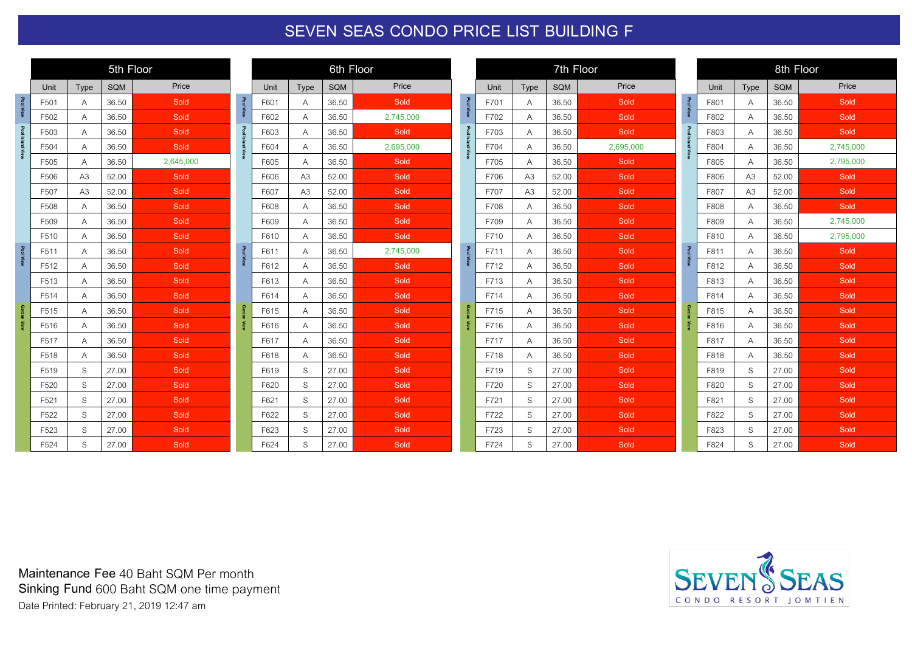# SEVEN SEAS CONDO PRICE LIST BUILDING F

## 5th Floor

| View | Unit | Type | SQM | Price |
|---|---|---|---|---|
| Pool View | F501 | A | 36.50 | Sold |
| | F502 | A | 36.50 | Sold |
| Pool Island View | F503 | A | 36.50 | Sold |
| | F504 | A | 36.50 | Sold |
| | F505 | A | 36.50 | 2,645,000 |
| | F506 | A3 | 52.00 | Sold |
| | F507 | A3 | 52.00 | Sold |
| | F508 | A | 36.50 | Sold |
| | F509 | A | 36.50 | Sold |
| | F510 | A | 36.50 | Sold |
| Pool View | F511 | A | 36.50 | Sold |
| | F512 | A | 36.50 | Sold |
| | F513 | A | 36.50 | Sold |
| | F514 | A | 36.50 | Sold |
| Garden View | F515 | A | 36.50 | Sold |
| | F516 | A | 36.50 | Sold |
| | F517 | A | 36.50 | Sold |
| | F518 | A | 36.50 | Sold |
| | F519 | S | 27.00 | Sold |
| | F520 | S | 27.00 | Sold |
| | F521 | S | 27.00 | Sold |
| | F522 | S | 27.00 | Sold |
| | F523 | S | 27.00 | Sold |
| | F524 | S | 27.00 | Sold |

## 6th Floor

| View | Unit | Type | SQM | Price |
|---|---|---|---|---|
| Pool View | F601 | A | 36.50 | Sold |
| | F602 | A | 36.50 | 2,745,000 |
| Pool Island View | F603 | A | 36.50 | Sold |
| | F604 | A | 36.50 | 2,695,000 |
| | F605 | A | 36.50 | Sold |
| | F606 | A3 | 52.00 | Sold |
| | F607 | A3 | 52.00 | Sold |
| | F608 | A | 36.50 | Sold |
| | F609 | A | 36.50 | Sold |
| | F610 | A | 36.50 | Sold |
| Pool View | F611 | A | 36.50 | 2,745,000 |
| | F612 | A | 36.50 | Sold |
| | F613 | A | 36.50 | Sold |
| | F614 | A | 36.50 | Sold |
| Garden View | F615 | A | 36.50 | Sold |
| | F616 | A | 36.50 | Sold |
| | F617 | A | 36.50 | Sold |
| | F618 | A | 36.50 | Sold |
| | F619 | S | 27.00 | Sold |
| | F620 | S | 27.00 | Sold |
| | F621 | S | 27.00 | Sold |
| | F622 | S | 27.00 | Sold |
| | F623 | S | 27.00 | Sold |
| | F624 | S | 27.00 | Sold |

## 7th Floor

| View | Unit | Type | SQM | Price |
|---|---|---|---|---|
| Pool View | F701 | A | 36.50 | Sold |
| | F702 | A | 36.50 | Sold |
| Pool Island View | F703 | A | 36.50 | Sold |
| | F704 | A | 36.50 | 2,695,000 |
| | F705 | A | 36.50 | Sold |
| | F706 | A3 | 52.00 | Sold |
| | F707 | A3 | 52.00 | Sold |
| | F708 | A | 36.50 | Sold |
| | F709 | A | 36.50 | Sold |
| | F710 | A | 36.50 | Sold |
| Pool View | F711 | A | 36.50 | Sold |
| | F712 | A | 36.50 | Sold |
| | F713 | A | 36.50 | Sold |
| | F714 | A | 36.50 | Sold |
| Garden View | F715 | A | 36.50 | Sold |
| | F716 | A | 36.50 | Sold |
| | F717 | A | 36.50 | Sold |
| | F718 | A | 36.50 | Sold |
| | F719 | S | 27.00 | Sold |
| | F720 | S | 27.00 | Sold |
| | F721 | S | 27.00 | Sold |
| | F722 | S | 27.00 | Sold |
| | F723 | S | 27.00 | Sold |
| | F724 | S | 27.00 | Sold |

## 8th Floor

| View | Unit | Type | SQM | Price |
|---|---|---|---|---|
| Pool View | F801 | A | 36.50 | Sold |
| | F802 | A | 36.50 | Sold |
| Pool Island View | F803 | A | 36.50 | Sold |
| | F804 | A | 36.50 | 2,745,000 |
| | F805 | A | 36.50 | 2,795,000 |
| | F806 | A3 | 52.00 | Sold |
| | F807 | A3 | 52.00 | Sold |
| | F808 | A | 36.50 | Sold |
| | F809 | A | 36.50 | 2,745,000 |
| | F810 | A | 36.50 | 2,795,000 |
| Pool View | F811 | A | 36.50 | Sold |
| | F812 | A | 36.50 | Sold |
| | F813 | A | 36.50 | Sold |
| | F814 | A | 36.50 | Sold |
| Garden View | F815 | A | 36.50 | Sold |
| | F816 | A | 36.50 | Sold |
| | F817 | A | 36.50 | Sold |
| | F818 | A | 36.50 | Sold |
| | F819 | S | 27.00 | Sold |
| | F820 | S | 27.00 | Sold |
| | F821 | S | 27.00 | Sold |
| | F822 | S | 27.00 | Sold |
| | F823 | S | 27.00 | Sold |
| | F824 | S | 27.00 | Sold |

**Maintenance Fee** 40 Baht SQM Per month
**Sinking Fund** 600 Baht SQM one time payment
Date Printed: February 21, 2019 12:47 am

SEVEN SEAS
CONDO RESORT JOMTIEN